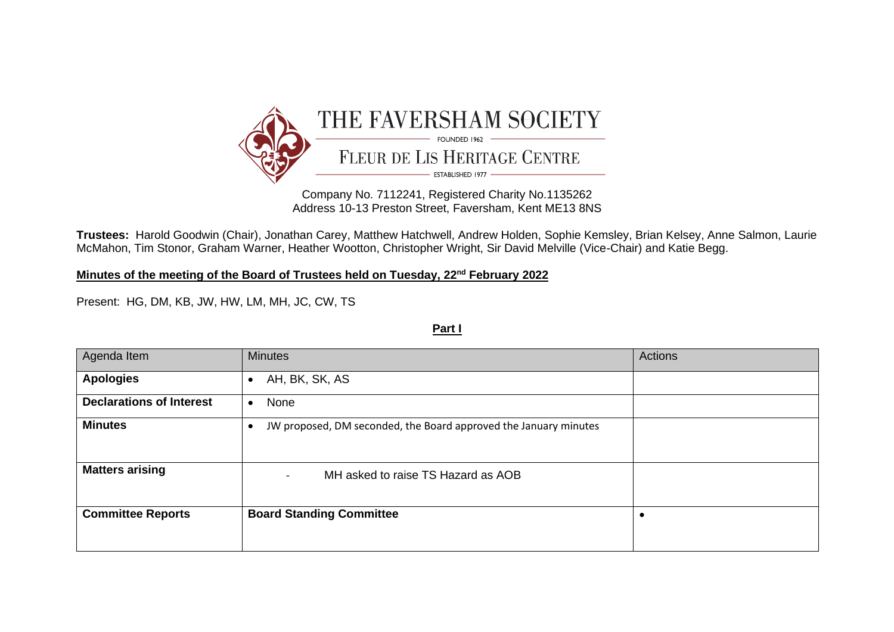# THE FAVERSHAM SOCIETY

FOUNDED 1962

## FLEUR DE LIS HERITAGE CENTRE

ESTABLISHED 1977

Company No. 7112241, Registered Charity No.1135262
Address 10-13 Preston Street, Faversham, Kent ME13 8NS

**Trustees:** Harold Goodwin (Chair), Jonathan Carey, Matthew Hatchwell, Andrew Holden, Sophie Kemsley, Brian Kelsey, Anne Salmon, Laurie McMahon, Tim Stonor, Graham Warner, Heather Wootton, Christopher Wright, Sir David Melville (Vice-Chair) and Katie Begg.

**Minutes of the meeting of the Board of Trustees held on Tuesday, 22nd February 2022**

Present: HG, DM, KB, JW, HW, LM, MH, JC, CW, TS

**Part I**

| Agenda Item | Minutes | Actions |
|---|---|---|
| **Apologies** | • AH, BK, SK, AS | |
| **Declarations of Interest** | • None | |
| **Minutes** | • JW proposed, DM seconded, the Board approved the January minutes | |
| **Matters arising** | - MH asked to raise TS Hazard as AOB | |
| **Committee Reports** | **Board Standing Committee** | • |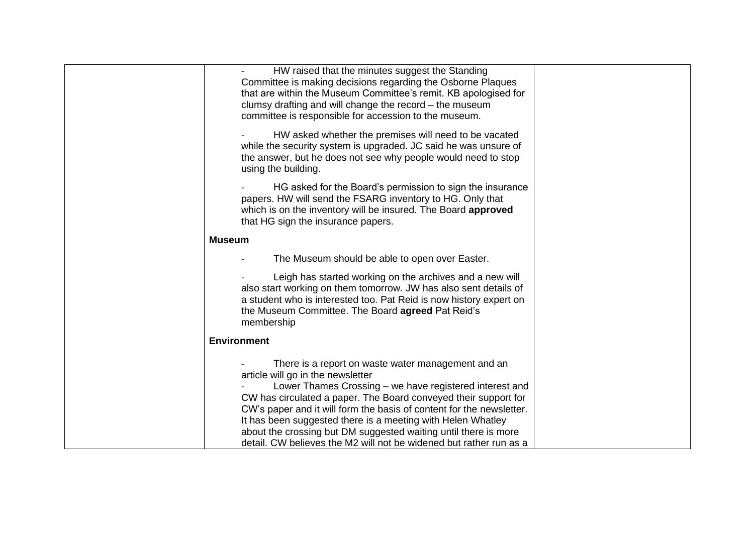| | | |
|---|---|---|
| | - HW raised that the minutes suggest the Standing Committee is making decisions regarding the Osborne Plaques that are within the Museum Committee's remit. KB apologised for clumsy drafting and will change the record – the museum committee is responsible for accession to the museum.<br><br>- HW asked whether the premises will need to be vacated while the security system is upgraded. JC said he was unsure of the answer, but he does not see why people would need to stop using the building.<br><br>- HG asked for the Board's permission to sign the insurance papers. HW will send the FSARG inventory to HG. Only that which is on the inventory will be insured. The Board **approved** that HG sign the insurance papers.<br><br>**Museum**<br><br>- The Museum should be able to open over Easter.<br><br>- Leigh has started working on the archives and a new will also start working on them tomorrow. JW has also sent details of a student who is interested too. Pat Reid is now history expert on the Museum Committee. The Board **agreed** Pat Reid's membership<br><br>**Environment**<br><br>- There is a report on waste water management and an article will go in the newsletter<br>- Lower Thames Crossing – we have registered interest and CW has circulated a paper. The Board conveyed their support for CW's paper and it will form the basis of content for the newsletter. It has been suggested there is a meeting with Helen Whatley about the crossing but DM suggested waiting until there is more detail. CW believes the M2 will not be widened but rather run as a | |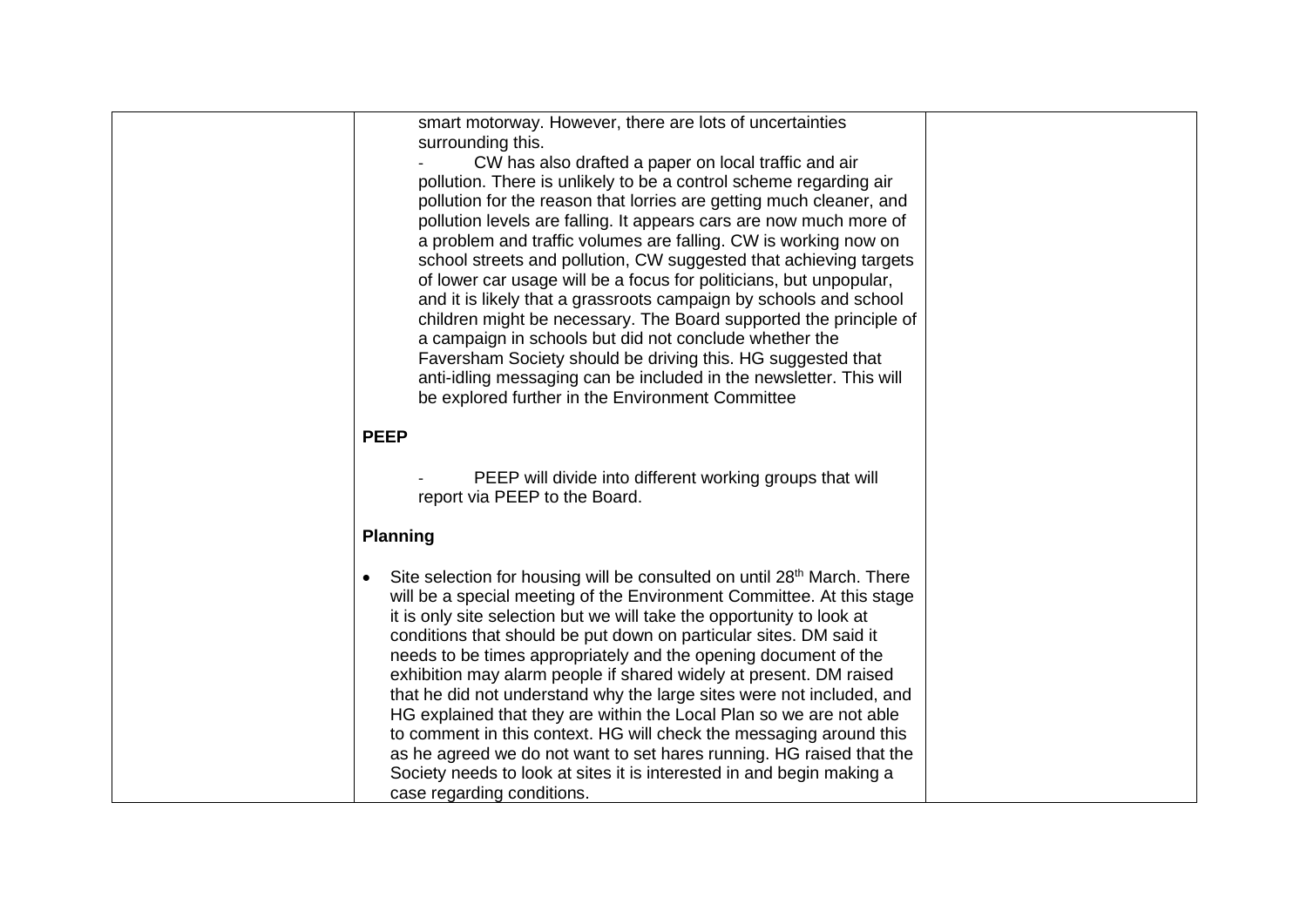| | | |
|---|---|---|
| | smart motorway. However, there are lots of uncertainties surrounding this.<br><br>- CW has also drafted a paper on local traffic and air pollution. There is unlikely to be a control scheme regarding air pollution for the reason that lorries are getting much cleaner, and pollution levels are falling. It appears cars are now much more of a problem and traffic volumes are falling. CW is working now on school streets and pollution, CW suggested that achieving targets of lower car usage will be a focus for politicians, but unpopular, and it is likely that a grassroots campaign by schools and school children might be necessary. The Board supported the principle of a campaign in schools but did not conclude whether the Faversham Society should be driving this. HG suggested that anti-idling messaging can be included in the newsletter. This will be explored further in the Environment Committee<br><br>**PEEP**<br><br>- PEEP will divide into different working groups that will report via PEEP to the Board.<br><br>**Planning**<br><br>• Site selection for housing will be consulted on until 28th March. There will be a special meeting of the Environment Committee. At this stage it is only site selection but we will take the opportunity to look at conditions that should be put down on particular sites. DM said it needs to be times appropriately and the opening document of the exhibition may alarm people if shared widely at present. DM raised that he did not understand why the large sites were not included, and HG explained that they are within the Local Plan so we are not able to comment in this context. HG will check the messaging around this as he agreed we do not want to set hares running. HG raised that the Society needs to look at sites it is interested in and begin making a case regarding conditions. | |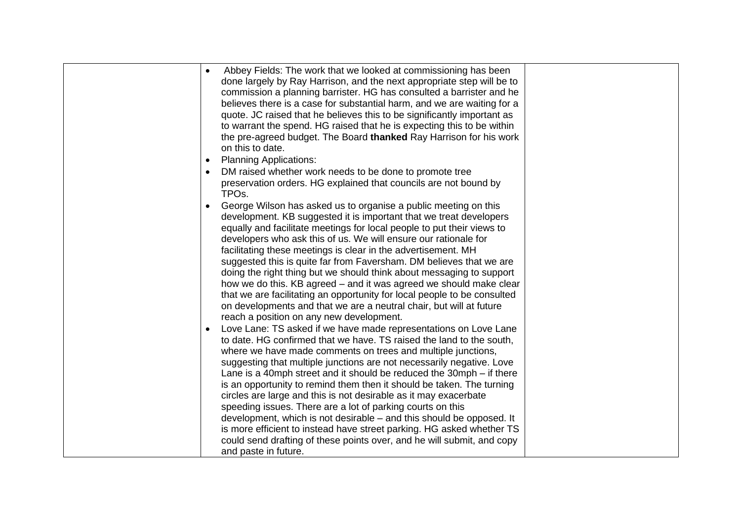| | | |
|---|---|---|
| | <ul><li>Abbey Fields: The work that we looked at commissioning has been done largely by Ray Harrison, and the next appropriate step will be to commission a planning barrister. HG has consulted a barrister and he believes there is a case for substantial harm, and we are waiting for a quote. JC raised that he believes this to be significantly important as to warrant the spend. HG raised that he is expecting this to be within the pre-agreed budget. The Board **thanked** Ray Harrison for his work on this to date.</li><li>Planning Applications:</li><li>DM raised whether work needs to be done to promote tree preservation orders. HG explained that councils are not bound by TPOs.</li><li>George Wilson has asked us to organise a public meeting on this development. KB suggested it is important that we treat developers equally and facilitate meetings for local people to put their views to developers who ask this of us. We will ensure our rationale for facilitating these meetings is clear in the advertisement. MH suggested this is quite far from Faversham. DM believes that we are doing the right thing but we should think about messaging to support how we do this. KB agreed – and it was agreed we should make clear that we are facilitating an opportunity for local people to be consulted on developments and that we are a neutral chair, but will at future reach a position on any new development.</li><li>Love Lane: TS asked if we have made representations on Love Lane to date. HG confirmed that we have. TS raised the land to the south, where we have made comments on trees and multiple junctions, suggesting that multiple junctions are not necessarily negative. Love Lane is a 40mph street and it should be reduced the 30mph – if there is an opportunity to remind them then it should be taken. The turning circles are large and this is not desirable as it may exacerbate speeding issues. There are a lot of parking courts on this development, which is not desirable – and this should be opposed. It is more efficient to instead have street parking. HG asked whether TS could send drafting of these points over, and he will submit, and copy and paste in future.</li></ul> | |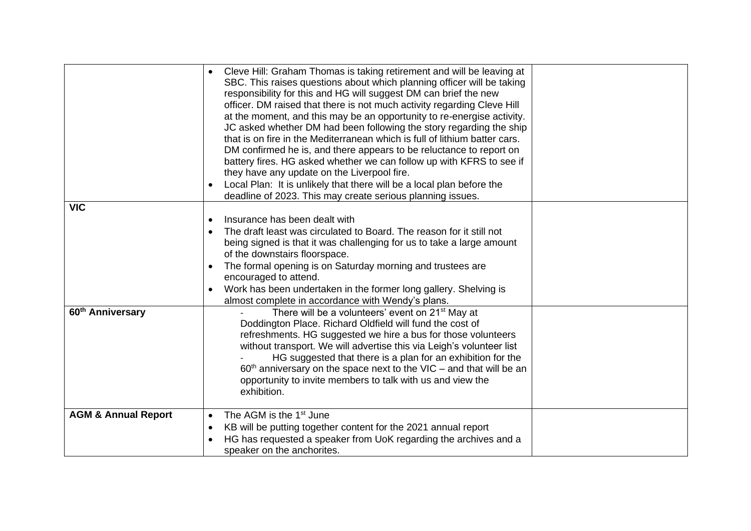| | | |
|---|---|---|
| | • Cleve Hill: Graham Thomas is taking retirement and will be leaving at SBC. This raises questions about which planning officer will be taking responsibility for this and HG will suggest DM can brief the new officer. DM raised that there is not much activity regarding Cleve Hill at the moment, and this may be an opportunity to re-energise activity. JC asked whether DM had been following the story regarding the ship that is on fire in the Mediterranean which is full of lithium batter cars. DM confirmed he is, and there appears to be reluctance to report on battery fires. HG asked whether we can follow up with KFRS to see if they have any update on the Liverpool fire.<br>• Local Plan: It is unlikely that there will be a local plan before the deadline of 2023. This may create serious planning issues. | |
| **VIC** | • Insurance has been dealt with<br>• The draft least was circulated to Board. The reason for it still not being signed is that it was challenging for us to take a large amount of the downstairs floorspace.<br>• The formal opening is on Saturday morning and trustees are encouraged to attend.<br>• Work has been undertaken in the former long gallery. Shelving is almost complete in accordance with Wendy's plans. | |
| **60th Anniversary** | - There will be a volunteers' event on 21st May at Doddington Place. Richard Oldfield will fund the cost of refreshments. HG suggested we hire a bus for those volunteers without transport. We will advertise this via Leigh's volunteer list<br>- HG suggested that there is a plan for an exhibition for the 60th anniversary on the space next to the VIC – and that will be an opportunity to invite members to talk with us and view the exhibition. | |
| **AGM & Annual Report** | • The AGM is the 1st June<br>• KB will be putting together content for the 2021 annual report<br>• HG has requested a speaker from UoK regarding the archives and a speaker on the anchorites. | |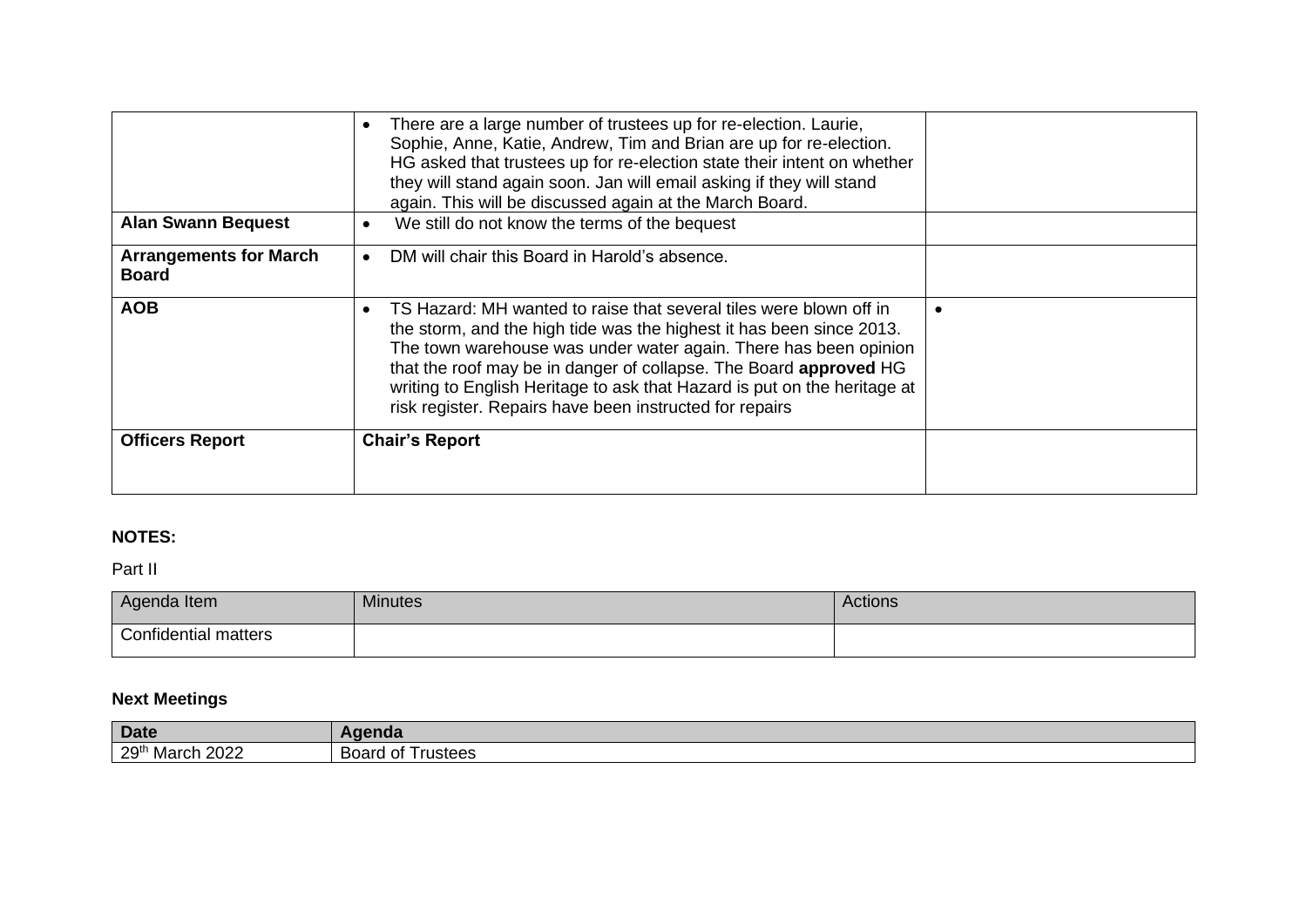|  |  |  |
|---|---|---|
|  | • There are a large number of trustees up for re-election. Laurie, Sophie, Anne, Katie, Andrew, Tim and Brian are up for re-election. HG asked that trustees up for re-election state their intent on whether they will stand again soon. Jan will email asking if they will stand again. This will be discussed again at the March Board. |  |
| **Alan Swann Bequest** | • We still do not know the terms of the bequest |  |
| **Arrangements for March Board** | • DM will chair this Board in Harold's absence. |  |
| **AOB** | • TS Hazard: MH wanted to raise that several tiles were blown off in the storm, and the high tide was the highest it has been since 2013. The town warehouse was under water again. There has been opinion that the roof may be in danger of collapse. The Board **approved** HG writing to English Heritage to ask that Hazard is put on the heritage at risk register. Repairs have been instructed for repairs | • |
| **Officers Report** | **Chair's Report** |  |

**NOTES:**

Part II

| Agenda Item | Minutes | Actions |
|---|---|---|
| Confidential matters |  |  |

**Next Meetings**

| Date | Agenda |
|---|---|
| 29th March 2022 | Board of Trustees |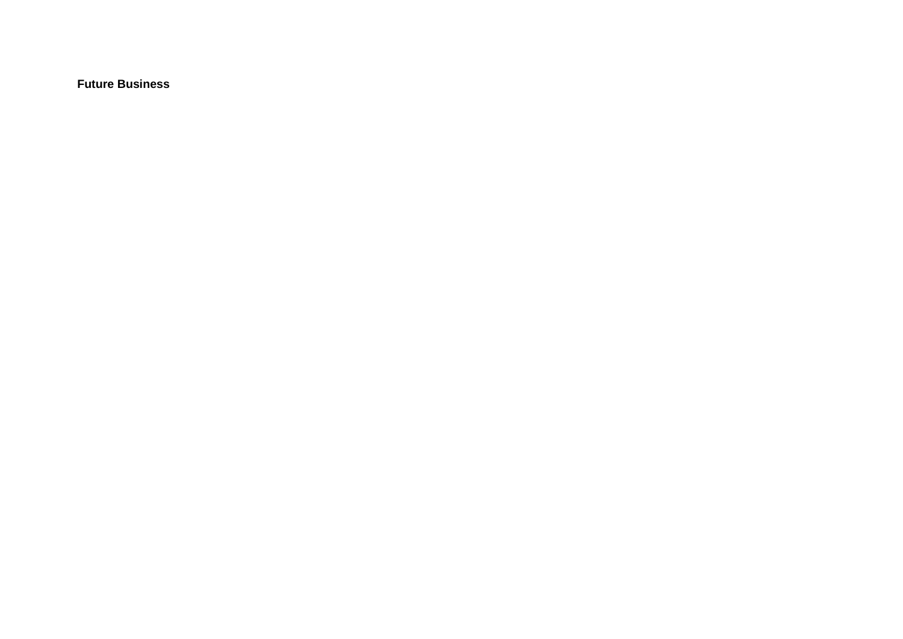**Future Business**